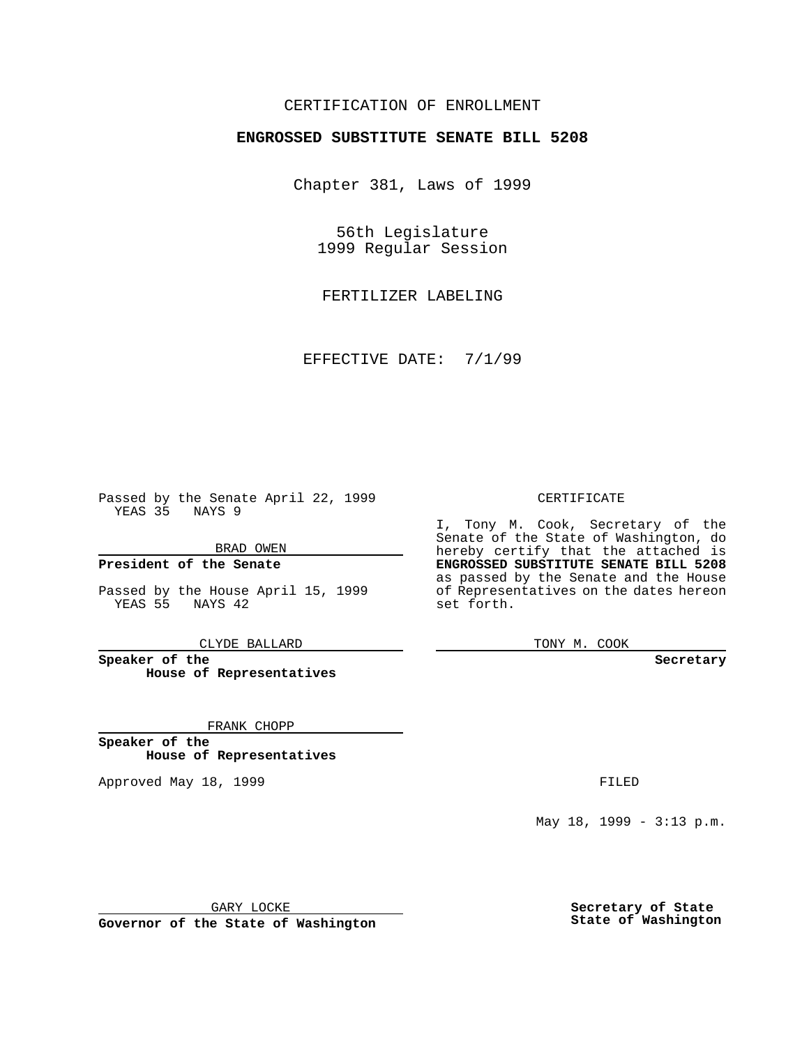CERTIFICATION OF ENROLLMENT

**ENGROSSED SUBSTITUTE SENATE BILL 5208**

Chapter 381, Laws of 1999

56th Legislature
1999 Regular Session

FERTILIZER LABELING

EFFECTIVE DATE: 7/1/99

Passed by the Senate April 22, 1999
YEAS 35 NAYS 9

BRAD OWEN

**President of the Senate**

Passed by the House April 15, 1999
YEAS 55 NAYS 42

CLYDE BALLARD

**Speaker of the House of Representatives**

FRANK CHOPP

**Speaker of the House of Representatives**

Approved May 18, 1999

GARY LOCKE

**Governor of the State of Washington**

CERTIFICATE

I, Tony M. Cook, Secretary of the Senate of the State of Washington, do hereby certify that the attached is **ENGROSSED SUBSTITUTE SENATE BILL 5208** as passed by the Senate and the House of Representatives on the dates hereon set forth.

TONY M. COOK

**Secretary**

FILED

May 18, 1999 - 3:13 p.m.

**Secretary of State**
**State of Washington**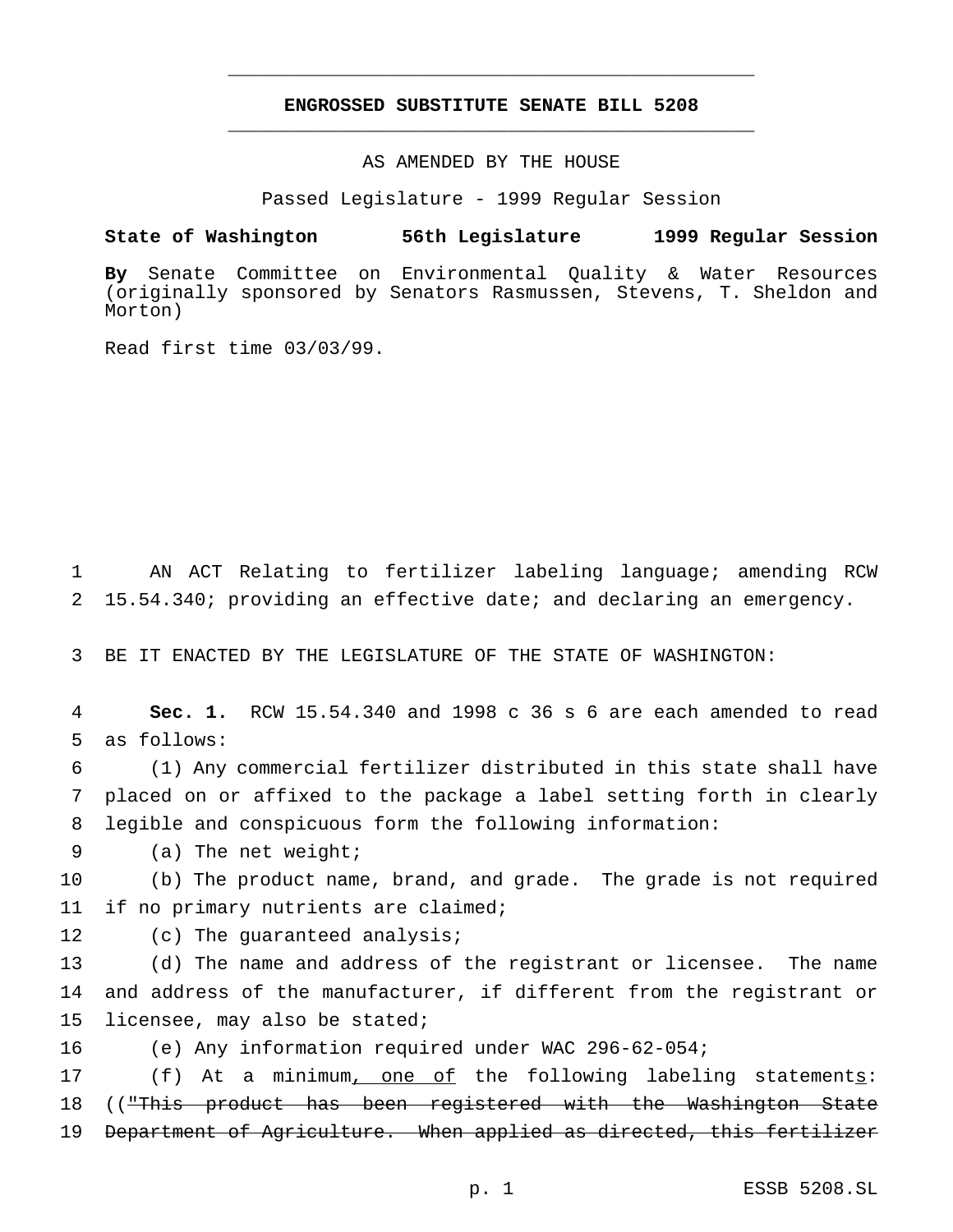# ENGROSSED SUBSTITUTE SENATE BILL 5208

AS AMENDED BY THE HOUSE

Passed Legislature - 1999 Regular Session

**State of Washington 56th Legislature 1999 Regular Session**

**By** Senate Committee on Environmental Quality & Water Resources (originally sponsored by Senators Rasmussen, Stevens, T. Sheldon and Morton)

Read first time 03/03/99.

1 AN ACT Relating to fertilizer labeling language; amending RCW
2 15.54.340; providing an effective date; and declaring an emergency.

3 BE IT ENACTED BY THE LEGISLATURE OF THE STATE OF WASHINGTON:

4 **Sec. 1.** RCW 15.54.340 and 1998 c 36 s 6 are each amended to read
5 as follows:

6 (1) Any commercial fertilizer distributed in this state shall have
7 placed on or affixed to the package a label setting forth in clearly
8 legible and conspicuous form the following information:

9 (a) The net weight;

10 (b) The product name, brand, and grade. The grade is not required
11 if no primary nutrients are claimed;

12 (c) The guaranteed analysis;

13 (d) The name and address of the registrant or licensee. The name
14 and address of the manufacturer, if different from the registrant or
15 licensee, may also be stated;

16 (e) Any information required under WAC 296-62-054;

17 (f) At a minimum<u>, one of</u> the following labeling statement<u>s</u>:
18 ((~~"This product has been registered with the Washington State~~
19 ~~Department of Agriculture. When applied as directed, this fertilizer~~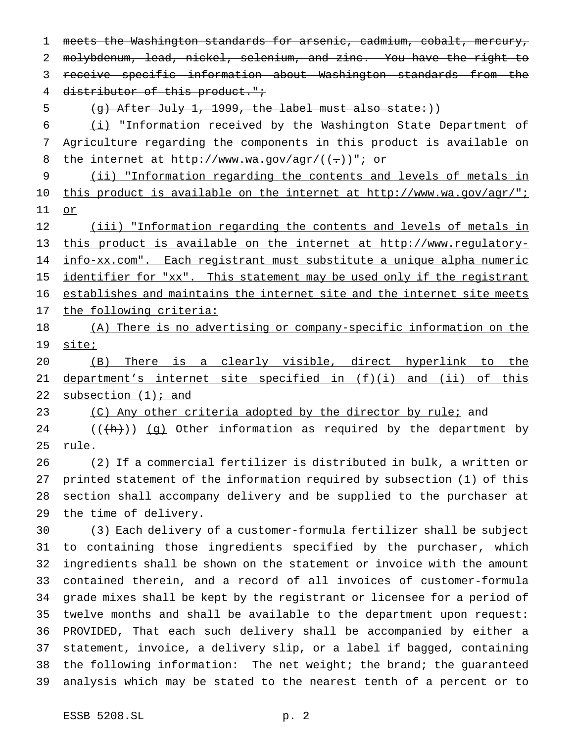~~meets the Washington standards for arsenic, cadmium, cobalt, mercury, molybdenum, lead, nickel, selenium, and zinc. You have the right to receive specific information about Washington standards from the distributor of this product.";~~

~~(g) After July 1, 1999, the label must also state:~~))

<u>(i)</u> "Information received by the Washington State Department of Agriculture regarding the components in this product is available on the internet at http://www.wa.gov/agr/((~~.~~))"; <u>or</u>

<u>(ii) "Information regarding the contents and levels of metals in this product is available on the internet at http://www.wa.gov/agr/"; or</u>

<u>(iii) "Information regarding the contents and levels of metals in this product is available on the internet at http://www.regulatory-info-xx.com". Each registrant must substitute a unique alpha numeric identifier for "xx". This statement may be used only if the registrant establishes and maintains the internet site and the internet site meets the following criteria:</u>

<u>(A) There is no advertising or company-specific information on the site;</u>

<u>(B) There is a clearly visible, direct hyperlink to the department's internet site specified in (f)(i) and (ii) of this subsection (1); and</u>

<u>(C) Any other criteria adopted by the director by rule;</u> and

((~~(h)~~)) <u>(g)</u> Other information as required by the department by rule.

(2) If a commercial fertilizer is distributed in bulk, a written or printed statement of the information required by subsection (1) of this section shall accompany delivery and be supplied to the purchaser at the time of delivery.

(3) Each delivery of a customer-formula fertilizer shall be subject to containing those ingredients specified by the purchaser, which ingredients shall be shown on the statement or invoice with the amount contained therein, and a record of all invoices of customer-formula grade mixes shall be kept by the registrant or licensee for a period of twelve months and shall be available to the department upon request: PROVIDED, That each such delivery shall be accompanied by either a statement, invoice, a delivery slip, or a label if bagged, containing the following information: The net weight; the brand; the guaranteed analysis which may be stated to the nearest tenth of a percent or to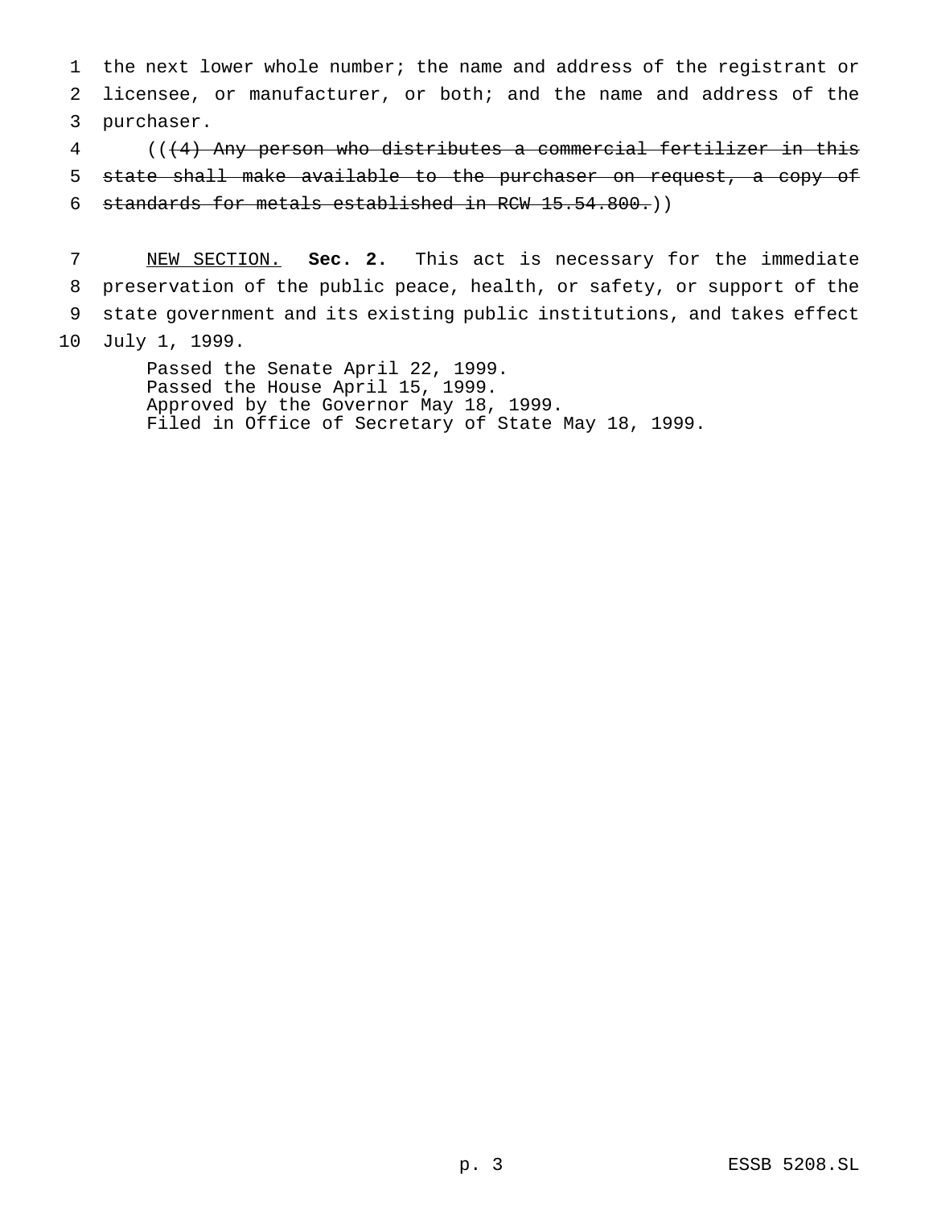the next lower whole number; the name and address of the registrant or licensee, or manufacturer, or both; and the name and address of the purchaser.

((~~(4) Any person who distributes a commercial fertilizer in this state shall make available to the purchaser on request, a copy of standards for metals established in RCW 15.54.800.~~))

NEW SECTION. **Sec. 2.** This act is necessary for the immediate preservation of the public peace, health, or safety, or support of the state government and its existing public institutions, and takes effect July 1, 1999.

Passed the Senate April 22, 1999.
Passed the House April 15, 1999.
Approved by the Governor May 18, 1999.
Filed in Office of Secretary of State May 18, 1999.